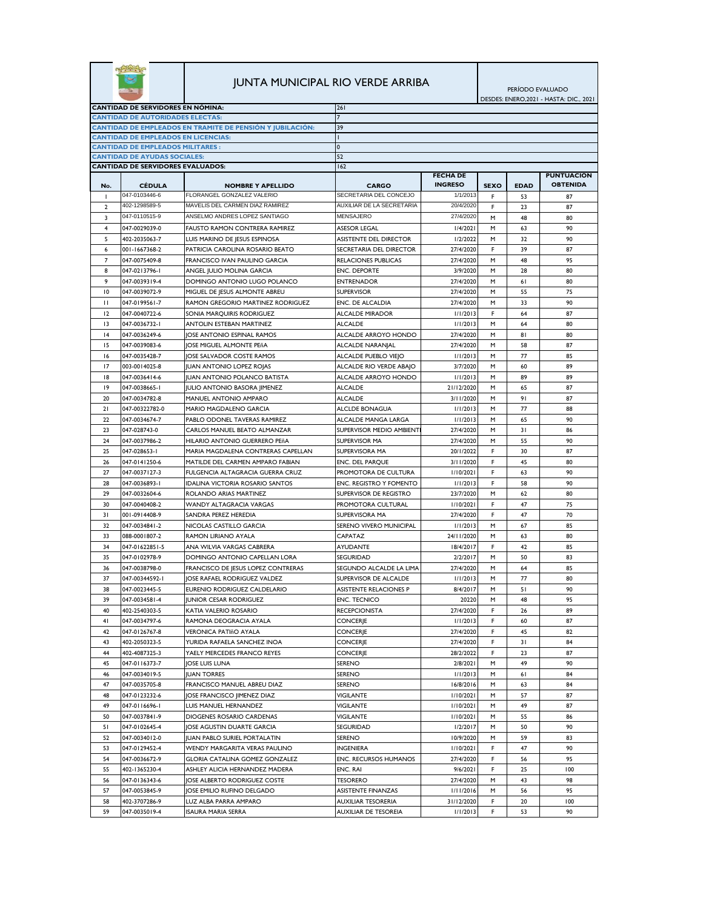# JUNTA MUNICIPAL RIO VERDE ARRIBA

PERÍODO EVALUADO
DESDES: ENERO,2021 - HASTA: DIC., 2021

| | |
|---|---|
| **CANTIDAD DE SERVIDORES EN NÓMINA:** | 261 |
| **CANTIDAD DE AUTORIDADES ELECTAS:** | 7 |
| **CANTIDAD DE EMPLEADOS EN TRAMITE DE PENSIÓN Y JUBILACIÓN:** | 39 |
| **CANTIDAD DE EMPLEADOS EN LICENCIAS:** | 1 |
| **CANTIDAD DE EMPLEADOS MILITARES :** | 0 |
| **CANTIDAD DE AYUDAS SOCIALES:** | 52 |
| **CANTIDAD DE SERVIDORES EVALUADOS:** | 162 |

| No. | CÉDULA | NOMBRE Y APELLIDO | CARGO | FECHA DE INGRESO | SEXO | EDAD | PUNTUACIÓN OBTENIDA |
|---|---|---|---|---|---|---|---|
| 1 | 047-0103446-6 | FLORANGEL GONZALEZ VALERIO | SECRETARIA DEL CONCEJO | 1/1/2013 | F | 53 | 87 |
| 2 | 402-1298589-5 | MAVELIS DEL CARMEN DIAZ RAMIREZ | AUXILIAR DE LA SECRETARIA | 20/4/2020 | F | 23 | 87 |
| 3 | 047-0110515-9 | ANSELMO ANDRES LOPEZ SANTIAGO | MENSAJERO | 27/4/2020 | M | 48 | 80 |
| 4 | 047-0029039-0 | FAUSTO RAMON CONTRERA RAMIREZ | ASESOR LEGAL | 1/4/2021 | M | 63 | 90 |
| 5 | 402-2035063-7 | LUIS MARINO DE JESUS ESPINOSA | ASISTENTE DEL DIRECTOR | 1/2/2022 | M | 32 | 90 |
| 6 | 001-1667368-2 | PATRICIA CAROLINA ROSARIO BEATO | SECRETARIA DEL DIRECTOR | 27/4/2020 | F | 39 | 87 |
| 7 | 047-0075409-8 | FRANCISCO IVAN PAULINO GARCIA | RELACIONES PUBLICAS | 27/4/2020 | M | 48 | 95 |
| 8 | 047-0213796-1 | ANGEL JULIO MOLINA GARCIA | ENC. DEPORTE | 3/9/2020 | M | 28 | 80 |
| 9 | 047-0039319-4 | DOMINGO ANTONIO LUGO POLANCO | ENTRENADOR | 27/4/2020 | M | 61 | 80 |
| 10 | 047-0039072-9 | MIGUEL DE JESUS ALMONTE ABREU | SUPERVISOR | 27/4/2020 | M | 55 | 75 |
| 11 | 047-0199561-7 | RAMON GREGORIO MARTINEZ RODRIGUEZ | ENC. DE ALCALDIA | 27/4/2020 | M | 33 | 90 |
| 12 | 047-0040722-6 | SONIA MARQUIRIS RODRIGUEZ | ALCALDE MIRADOR | 1/1/2013 | F | 64 | 87 |
| 13 | 047-0036732-1 | ANTOLIN ESTEBAN MARTINEZ | ALCALDE | 1/1/2013 | M | 64 | 80 |
| 14 | 047-0036249-6 | JOSE ANTONIO ESPINAL RAMOS | ALCALDE ARROYO HONDO | 27/4/2020 | M | 81 | 80 |
| 15 | 047-0039083-6 | JOSE MIGUEL ALMONTE PEñA | ALCALDE NARANJAL | 27/4/2020 | M | 58 | 87 |
| 16 | 047-0035428-7 | JOSE SALVADOR COSTE RAMOS | ALCALDE PUEBLO VIEJO | 1/1/2013 | M | 77 | 85 |
| 17 | 003-0014025-8 | JUAN ANTONIO LOPEZ ROJAS | ALCALDE RIO VERDE ABAJO | 3/7/2020 | M | 60 | 89 |
| 18 | 047-0036414-6 | JUAN ANTONIO POLANCO BATISTA | ALCALDE ARROYO HONDO | 1/1/2013 | M | 89 | 89 |
| 19 | 047-0038665-1 | JULIO ANTONIO BASORA JIMENEZ | ALCALDE | 21/12/2020 | M | 65 | 87 |
| 20 | 047-0034782-8 | MANUEL ANTONIO AMPARO | ALCALDE | 3/11/2020 | M | 91 | 87 |
| 21 | 047-00322782-0 | MARIO MAGDALENO GARCIA | ALCLDE BONAGUA | 1/1/2013 | M | 77 | 88 |
| 22 | 047-0034674-7 | PABLO ODONEL TAVERAS RAMIREZ | ALCALDE MANGA LARGA | 1/1/2013 | M | 65 | 90 |
| 23 | 047-028743-0 | CARLOS MANUEL BEATO ALMANZAR | SUPERVISOR MEDIO AMBIENT | 27/4/2020 | M | 31 | 86 |
| 24 | 047-0037986-2 | HILARIO ANTONIO GUERRERO PEñA | SUPERVISOR MA | 27/4/2020 | M | 55 | 90 |
| 25 | 047-028653-1 | MARIA MAGDALENA CONTRERAS CAPELLAN | SUPERVISORA MA | 20/1/2022 | F | 30 | 87 |
| 26 | 047-0141250-6 | MATILDE DEL CARMEN AMPARO FABIAN | ENC. DEL PARQUE | 3/11/2020 | F | 45 | 80 |
| 27 | 047-0037127-3 | FULGENCIA ALTAGRACIA GUERRA CRUZ | PROMOTORA DE CULTURA | 1/10/2021 | F | 63 | 90 |
| 28 | 047-0036893-1 | IDALINA VICTORIA ROSARIO SANTOS | ENC. REGISTRO Y FOMENTO | 1/1/2013 | F | 58 | 90 |
| 29 | 047-0032604-6 | ROLANDO ARIAS MARTINEZ | SUPERVISOR DE REGISTRO | 23/7/2020 | M | 62 | 80 |
| 30 | 047-0040408-2 | WANDY ALTAGRACIA VARGAS | PROMOTORA CULTURAL | 1/10/2021 | F | 47 | 75 |
| 31 | 001-0914408-9 | SANDRA PEREZ HEREDIA | SUPERVISORA MA | 27/4/2020 | F | 47 | 70 |
| 32 | 047-0034841-2 | NICOLAS CASTILLO GARCIA | SERENO VIVERO MUNICIPAL | 1/1/2013 | M | 67 | 85 |
| 33 | 088-0001807-2 | RAMON LIRIANO AYALA | CAPATAZ | 24/11/2020 | M | 63 | 80 |
| 34 | 047-01622851-5 | ANA WILVIA VARGAS CABRERA | AYUDANTE | 18/4/2017 | F | 42 | 85 |
| 35 | 047-0102978-9 | DOMINGO ANTONIO CAPELLAN LORA | SEGURIDAD | 2/2/2017 | M | 50 | 83 |
| 36 | 047-0038798-0 | FRANCISCO DE JESUS LOPEZ CONTRERAS | SEGUNDO ALCALDE LA LIMA | 27/4/2020 | M | 64 | 85 |
| 37 | 047-00344592-1 | JOSE RAFAEL RODRIGUEZ VALDEZ | SUPERVISOR DE ALCALDE | 1/1/2013 | M | 77 | 80 |
| 38 | 047-0023445-5 | EURENIO RODRIGUEZ CALDELARIO | ASISTENTE RELACIONES P | 8/4/2017 | M | 51 | 90 |
| 39 | 047-0034581-4 | JUNIOR CESAR RODRIGUEZ | ENC. TECNICO | 20220 | M | 48 | 95 |
| 40 | 402-2540303-5 | KATIA VALERIO ROSARIO | RECEPCIONISTA | 27/4/2020 | F | 26 | 89 |
| 41 | 047-0034797-6 | RAMONA DEOGRACIA AYALA | CONCERJE | 1/1/2013 | F | 60 | 87 |
| 42 | 047-0126767-8 | VERONICA PATIñO AYALA | CONCERJE | 27/4/2020 | F | 45 | 82 |
| 43 | 402-2050323-5 | YURIDA RAFAELA SANCHEZ INOA | CONCERJE | 27/4/2020 | F | 31 | 84 |
| 44 | 402-4087325-3 | YAELY MERCEDES FRANCO REYES | CONCERJE | 28/2/2022 | F | 23 | 87 |
| 45 | 047-0116373-7 | JOSE LUIS LUNA | SERENO | 2/8/2021 | M | 49 | 90 |
| 46 | 047-0034019-5 | JUAN TORRES | SERENO | 1/1/2013 | M | 61 | 84 |
| 47 | 047-0035705-8 | FRANCISCO MANUEL ABREU DIAZ | SERENO | 16/8/2016 | M | 63 | 84 |
| 48 | 047-0123232-6 | JOSE FRANCISCO JIMENEZ DIAZ | VIGILANTE | 1/10/2021 | M | 57 | 87 |
| 49 | 047-0116696-1 | LUIS MANUEL HERNANDEZ | VIGILANTE | 1/10/2021 | M | 49 | 87 |
| 50 | 047-0037841-9 | DIOGENES ROSARIO CARDENAS | VIGILANTE | 1/10/2021 | M | 55 | 86 |
| 51 | 047-0102645-4 | JOSE AGUSTIN DUARTE GARCIA | SEGURIDAD | 1/2/2017 | M | 50 | 90 |
| 52 | 047-0034012-0 | JUAN PABLO SURIEL PORTALATIN | SERENO | 10/9/2020 | M | 59 | 83 |
| 53 | 047-0129452-4 | WENDY MARGARITA VERAS PAULINO | INGENIERA | 1/10/2021 | F | 47 | 90 |
| 54 | 047-0036672-9 | GLORIA CATALINA GOMEZ GONZALEZ | ENC. RECURSOS HUMANOS | 27/4/2020 | F | 56 | 95 |
| 55 | 402-1365230-4 | ASHLEY ALICIA HERNANDEZ MADERA | ENC. RAI | 9/6/2021 | F | 25 | 100 |
| 56 | 047-0136343-6 | JOSE ALBERTO RODRIGUEZ COSTE | TESORERO | 27/4/2020 | M | 43 | 98 |
| 57 | 047-0053845-9 | JOSE EMILIO RUFINO DELGADO | ASISTENTE FINANZAS | 1/11/2016 | M | 56 | 95 |
| 58 | 402-3707286-9 | LUZ ALBA PARRA AMPARO | AUXILIAR TESORERIA | 31/12/2020 | F | 20 | 100 |
| 59 | 047-0035019-4 | ISAURA MARIA SERRA | AUXILIAR DE TESOREIA | 1/1/2013 | F | 53 | 90 |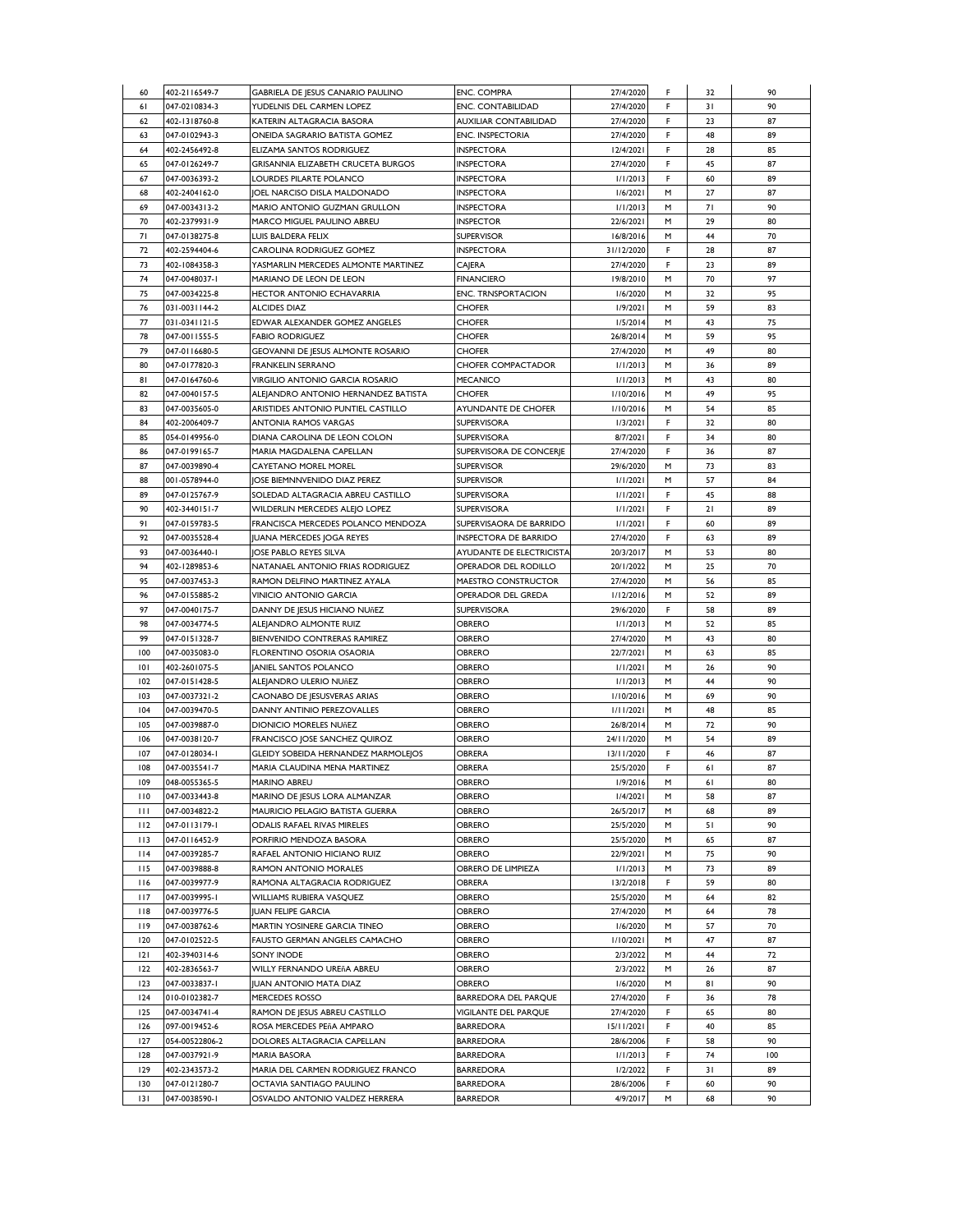| | | | | | | | |
|---|---|---|---|---|---|---|---|
| 60 | 402-2116549-7 | GABRIELA DE JESUS CANARIO PAULINO | ENC. COMPRA | 27/4/2020 | F | 32 | 90 |
| 61 | 047-0210834-3 | YUDELNIS DEL CARMEN LOPEZ | ENC. CONTABILIDAD | 27/4/2020 | F | 31 | 90 |
| 62 | 402-1318760-8 | KATERIN ALTAGRACIA BASORA | AUXILIAR CONTABILIDAD | 27/4/2020 | F | 23 | 87 |
| 63 | 047-0102943-3 | ONEIDA SAGRARIO BATISTA GOMEZ | ENC. INSPECTORIA | 27/4/2020 | F | 48 | 89 |
| 64 | 402-2456492-8 | ELIZAMA SANTOS RODRIGUEZ | INSPECTORA | 12/4/2021 | F | 28 | 85 |
| 65 | 047-0126249-7 | GRISANNIA ELIZABETH CRUCETA BURGOS | INSPECTORA | 27/4/2020 | F | 45 | 87 |
| 67 | 047-0036393-2 | LOURDES PILARTE POLANCO | INSPECTORA | 1/1/2013 | F | 60 | 89 |
| 68 | 402-2404162-0 | JOEL NARCISO DISLA MALDONADO | INSPECTORA | 1/6/2021 | M | 27 | 87 |
| 69 | 047-0034313-2 | MARIO ANTONIO GUZMAN GRULLON | INSPECTORA | 1/1/2013 | M | 71 | 90 |
| 70 | 402-2379931-9 | MARCO MIGUEL PAULINO ABREU | INSPECTOR | 22/6/2021 | M | 29 | 80 |
| 71 | 047-0138275-8 | LUIS BALDERA FELIX | SUPERVISOR | 16/8/2016 | M | 44 | 70 |
| 72 | 402-2594404-6 | CAROLINA RODRIGUEZ GOMEZ | INSPECTORA | 31/12/2020 | F | 28 | 87 |
| 73 | 402-1084358-3 | YASMARLIN MERCEDES ALMONTE MARTINEZ | CAJERA | 27/4/2020 | F | 23 | 89 |
| 74 | 047-0048037-1 | MARIANO DE LEON DE LEON | FINANCIERO | 19/8/2010 | M | 70 | 97 |
| 75 | 047-0034225-8 | HECTOR ANTONIO ECHAVARRIA | ENC. TRNSPORTACION | 1/6/2020 | M | 32 | 95 |
| 76 | 031-0031144-2 | ALCIDES DIAZ | CHOFER | 1/9/2021 | M | 59 | 83 |
| 77 | 031-0341121-5 | EDWAR ALEXANDER GOMEZ ANGELES | CHOFER | 1/5/2014 | M | 43 | 75 |
| 78 | 047-0011555-5 | FABIO RODRIGUEZ | CHOFER | 26/8/2014 | M | 59 | 95 |
| 79 | 047-0116680-5 | GEOVANNI DE JESUS ALMONTE ROSARIO | CHOFER | 27/4/2020 | M | 49 | 80 |
| 80 | 047-0177820-3 | FRANKELIN SERRANO | CHOFER COMPACTADOR | 1/1/2013 | M | 36 | 89 |
| 81 | 047-0164760-6 | VIRGILIO ANTONIO GARCIA ROSARIO | MECANICO | 1/1/2013 | M | 43 | 80 |
| 82 | 047-0040157-5 | ALEJANDRO ANTONIO HERNANDEZ BATISTA | CHOFER | 1/10/2016 | M | 49 | 95 |
| 83 | 047-0035605-0 | ARISTIDES ANTONIO PUNTIEL CASTILLO | AYUNDANTE DE CHOFER | 1/10/2016 | M | 54 | 85 |
| 84 | 402-2006409-7 | ANTONIA RAMOS VARGAS | SUPERVISORA | 1/3/2021 | F | 32 | 80 |
| 85 | 054-0149956-0 | DIANA CAROLINA DE LEON COLON | SUPERVISORA | 8/7/2021 | F | 34 | 80 |
| 86 | 047-0199165-7 | MARIA MAGDALENA CAPELLAN | SUPERVISORA DE CONCERJE | 27/4/2020 | F | 36 | 87 |
| 87 | 047-0039890-4 | CAYETANO MOREL MOREL | SUPERVISOR | 29/6/2020 | M | 73 | 83 |
| 88 | 001-0578944-0 | JOSE BIEMNNVENIDO DIAZ PEREZ | SUPERVISOR | 1/1/2021 | M | 57 | 84 |
| 89 | 047-0125767-9 | SOLEDAD ALTAGRACIA ABREU CASTILLO | SUPERVISORA | 1/1/2021 | F | 45 | 88 |
| 90 | 402-3440151-7 | WILDERLIN MERCEDES ALEJO LOPEZ | SUPERVISORA | 1/1/2021 | F | 21 | 89 |
| 91 | 047-0159783-5 | FRANCISCA MERCEDES POLANCO MENDOZA | SUPERVISAORA DE BARRIDO | 1/1/2021 | F | 60 | 89 |
| 92 | 047-0035528-4 | JUANA MERCEDES JOGA REYES | INSPECTORA DE BARRIDO | 27/4/2020 | F | 63 | 89 |
| 93 | 047-0036440-1 | JOSE PABLO REYES SILVA | AYUDANTE DE ELECTRICISTA | 20/3/2017 | M | 53 | 80 |
| 94 | 402-1289853-6 | NATANAEL ANTONIO FRIAS RODRIGUEZ | OPERADOR DEL RODILLO | 20/1/2022 | M | 25 | 70 |
| 95 | 047-0037453-3 | RAMON DELFINO MARTINEZ AYALA | MAESTRO CONSTRUCTOR | 27/4/2020 | M | 56 | 85 |
| 96 | 047-0155885-2 | VINICIO ANTONIO GARCIA | OPERADOR DEL GREDA | 1/12/2016 | M | 52 | 89 |
| 97 | 047-0040175-7 | DANNY DE JESUS HICIANO NUñEZ | SUPERVISORA | 29/6/2020 | F | 58 | 89 |
| 98 | 047-0034774-5 | ALEJANDRO ALMONTE RUIZ | OBRERO | 1/1/2013 | M | 52 | 85 |
| 99 | 047-0151328-7 | BIENVENIDO CONTRERAS RAMIREZ | OBRERO | 27/4/2020 | M | 43 | 80 |
| 100 | 047-0035083-0 | FLORENTINO OSORIA OSAORIA | OBRERO | 22/7/2021 | M | 63 | 85 |
| 101 | 402-2601075-5 | JANIEL SANTOS POLANCO | OBRERO | 1/1/2021 | M | 26 | 90 |
| 102 | 047-0151428-5 | ALEJANDRO ULERIO NUñEZ | OBRERO | 1/1/2013 | M | 44 | 90 |
| 103 | 047-0037321-2 | CAONABO DE JESUSVERAS ARIAS | OBRERO | 1/10/2016 | M | 69 | 90 |
| 104 | 047-0039470-5 | DANNY ANTINIO PEREZOVALLES | OBRERO | 1/11/2021 | M | 48 | 85 |
| 105 | 047-0039887-0 | DIONICIO MORELES NUñEZ | OBRERO | 26/8/2014 | M | 72 | 90 |
| 106 | 047-0038120-7 | FRANCISCO JOSE SANCHEZ QUIROZ | OBRERO | 24/11/2020 | M | 54 | 89 |
| 107 | 047-0128034-1 | GLEIDY SOBEIDA HERNANDEZ MARMOLEJOS | OBRERA | 13/11/2020 | F | 46 | 87 |
| 108 | 047-0035541-7 | MARIA CLAUDINA MENA MARTINEZ | OBRERA | 25/5/2020 | F | 61 | 87 |
| 109 | 048-0055365-5 | MARINO ABREU | OBRERO | 1/9/2016 | M | 61 | 80 |
| 110 | 047-0033443-8 | MARINO DE JESUS LORA ALMANZAR | OBRERO | 1/4/2021 | M | 58 | 87 |
| 111 | 047-0034822-2 | MAURICIO PELAGIO BATISTA GUERRA | OBRERO | 26/5/2017 | M | 68 | 89 |
| 112 | 047-0113179-1 | ODALIS RAFAEL RIVAS MIRELES | OBRERO | 25/5/2020 | M | 51 | 90 |
| 113 | 047-0116452-9 | PORFIRIO MENDOZA BASORA | OBRERO | 25/5/2020 | M | 65 | 87 |
| 114 | 047-0039285-7 | RAFAEL ANTONIO HICIANO RUIZ | OBRERO | 22/9/2021 | M | 75 | 90 |
| 115 | 047-0039888-8 | RAMON ANTONIO MORALES | OBRERO DE LIMPIEZA | 1/1/2013 | M | 73 | 89 |
| 116 | 047-0039977-9 | RAMONA ALTAGRACIA RODRIGUEZ | OBRERA | 13/2/2018 | F | 59 | 80 |
| 117 | 047-0039995-1 | WILLIAMS RUBIERA VASQUEZ | OBRERO | 25/5/2020 | M | 64 | 82 |
| 118 | 047-0039776-5 | JUAN FELIPE GARCIA | OBRERO | 27/4/2020 | M | 64 | 78 |
| 119 | 047-0038762-6 | MARTIN YOSINERE GARCIA TINEO | OBRERO | 1/6/2020 | M | 57 | 70 |
| 120 | 047-0102522-5 | FAUSTO GERMAN ANGELES CAMACHO | OBRERO | 1/10/2021 | M | 47 | 87 |
| 121 | 402-3940314-6 | SONY INODE | OBRERO | 2/3/2022 | M | 44 | 72 |
| 122 | 402-2836563-7 | WILLY FERNANDO UREñA ABREU | OBRERO | 2/3/2022 | M | 26 | 87 |
| 123 | 047-0033837-1 | JUAN ANTONIO MATA DIAZ | OBRERO | 1/6/2020 | M | 81 | 90 |
| 124 | 010-0102382-7 | MERCEDES ROSSO | BARREDORA DEL PARQUE | 27/4/2020 | F | 36 | 78 |
| 125 | 047-0034741-4 | RAMON DE JESUS ABREU CASTILLO | VIGILANTE DEL PARQUE | 27/4/2020 | F | 65 | 80 |
| 126 | 097-0019452-6 | ROSA MERCEDES PEñA AMPARO | BARREDORA | 15/11/2021 | F | 40 | 85 |
| 127 | 054-00522806-2 | DOLORES ALTAGRACIA CAPELLAN | BARREDORA | 28/6/2006 | F | 58 | 90 |
| 128 | 047-0037921-9 | MARIA BASORA | BARREDORA | 1/1/2013 | F | 74 | 100 |
| 129 | 402-2343573-2 | MARIA DEL CARMEN RODRIGUEZ FRANCO | BARREDORA | 1/2/2022 | F | 31 | 89 |
| 130 | 047-0121280-7 | OCTAVIA SANTIAGO PAULINO | BARREDORA | 28/6/2006 | F | 60 | 90 |
| 131 | 047-0038590-1 | OSVALDO ANTONIO VALDEZ HERRERA | BARREDOR | 4/9/2017 | M | 68 | 90 |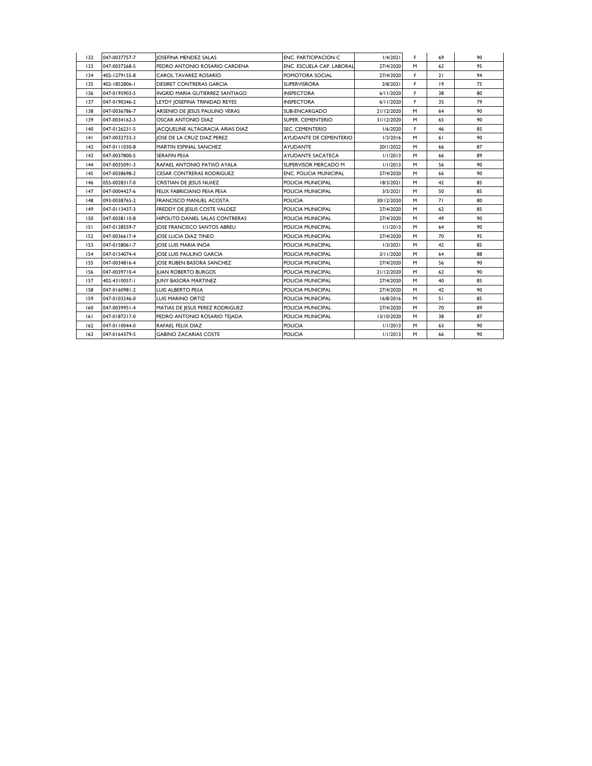| | | | | | | | |
|---|---|---|---|---|---|---|---|
| 132 | 047-0037757-7 | JOSEFINA MENDEZ SALAS | ENC. PARTICIPACION C | 1/4/2021 | F | 69 | 90 |
| 133 | 047-0037268-5 | PEDRO ANTONIO ROSARIO CARDENA | ENC. ESCUELA CAP. LABORAL | 27/4/2020 | M | 62 | 95 |
| 134 | 402-1279155-8 | CAROL TAVAREZ ROSARIO | POMOTORA SOCIAL | 27/4/2020 | F | 21 | 94 |
| 135 | 402-1852806-1 | DESIRET CONTRERAS GARCIA | SUPERVISRORA | 2/8/2021 | F | 19 | 75 |
| 136 | 047-0195903-5 | INGRID MARIA GUTIERREZ SANTIAGO | INSPECTORA | 6/11/2020 | F | 38 | 80 |
| 137 | 047-0190346-2 | LEYDY JOSEFINA TRINIDAD REYES | INSPECTORA | 6/11/2020 | F | 35 | 79 |
| 138 | 047-0036786-7 | ARSENIO DE JESUS PAULINO VERAS | SUB-ENCARGADO | 21/12/2020 | M | 64 | 90 |
| 139 | 047-0034162-3 | OSCAR ANTONIO DIAZ | SUPER. CEMENTERIO | 31/12/2020 | M | 65 | 90 |
| 140 | 047-0126231-5 | JACQUELINE ALTAGRACIA ARIAS DIAZ | SEC. CEMENTERIO | 1/6/2020 | F | 46 | 85 |
| 141 | 047-0032733-3 | JOSE DE LA CRUZ DIAZ PEREZ | AYUDANTE DE CEMENTERIO | 1/3/2016 | M | 61 | 90 |
| 142 | 047-0111030-8 | MARTIN ESPINAL SANCHEZ | AYUDANTE | 20/1/2022 | M | 66 | 87 |
| 143 | 047-0037800-5 | SERAFIN PEñA | AYUDANTE SACATECA | 1/1/2013 | M | 66 | 89 |
| 144 | 047-0035091-3 | RAFAEL ANTONIO PATIñO AYALA | SUPERVISOR MERCADO M | 1/1/2013 | M | 56 | 90 |
| 145 | 047-0038698-2 | CESAR CONTRERAS RODRIGUEZ | ENC. POLICIA MUNICIPAL | 27/4/2020 | M | 66 | 90 |
| 146 | 055-0028317-0 | CRISTIAN DE JESUS NUñEZ | POLICIA MUNICIPAL | 18/3/2021 | M | 42 | 85 |
| 147 | 047-0004427-6 | FELIX FABRICIANO PEñA PEñA | POLICIA MUNICIPAL | 3/5/2021 | M | 50 | 85 |
| 148 | 093-0038765-2 | FRANCISCO MANUEL ACOSTA | POLICIA | 30/12/2020 | M | 71 | 80 |
| 149 | 047-0113437-3 | FREDDY DE JESUS COSTE VALDEZ | POLICIA MUNICIPAL | 27/4/2020 | M | 62 | 85 |
| 150 | 047-0038110-8 | HIPOLITO DANIEL SALAS CONTRERAS | POLICIA MUNICIPAL | 27/4/2020 | M | 49 | 90 |
| 151 | 047-0128559-7 | JOSE FRANCISCO SANTOS ABREU | POLICIA MUNICIPAL | 1/1/2013 | M | 64 | 90 |
| 152 | 047-0036617-4 | JOSE LUCIA DIAZ TINEO | POLICIA MUNICIPAL | 27/4/2020 | M | 70 | 95 |
| 153 | 047-0158061-7 | JOSE LUIS MARIA INOA | POLICIA MUNICIPAL | 1/3/2021 | M | 42 | 85 |
| 154 | 047-0154074-4 | JOSE LUIS PAULINO GARCIA | POLICIA MUNICIPAL | 3/11/2020 | M | 64 | 88 |
| 155 | 047-0034816-4 | JOSE RUBEN BASORA SANCHEZ | POLICIA MUNICIPAL | 27/4/2020 | M | 56 | 90 |
| 156 | 047-0039710-4 | JUAN ROBERTO BURGOS | POLICIA MUNICIPAL | 21/12/2020 | M | 62 | 90 |
| 157 | 402-4310057-1 | JUNY BASORA MARTINEZ | POLICIA MUNICIPAL | 27/4/2020 | M | 40 | 85 |
| 158 | 047-0160981-2 | LUIS ALBERTO PEñA | POLICIA MUNICIPAL | 27/4/2020 | M | 42 | 90 |
| 159 | 047-0103246-0 | LUIS MARINO ORTIZ | POLICIA MUNICIPAL | 16/8/2016 | M | 51 | 85 |
| 160 | 047-0039951-4 | MATIAS DE JESUS PEREZ RODRIGUEZ | POLICIA MUNICIPAL | 27/4/2020 | M | 70 | 89 |
| 161 | 047-0187217-0 | PEDRO ANTONIO ROSARIO TEJADA | POLICIA MUNICIPAL | 13/10/2020 | M | 38 | 87 |
| 162 | 047-0110044-0 | RAFAEL FELIX DIAZ | POLICIA | 1/1/2013 | M | 63 | 90 |
| 163 | 047-0164379-5 | GABINO ZACARIAS COSTE | POLICIA | 1/1/2013 | M | 66 | 90 |